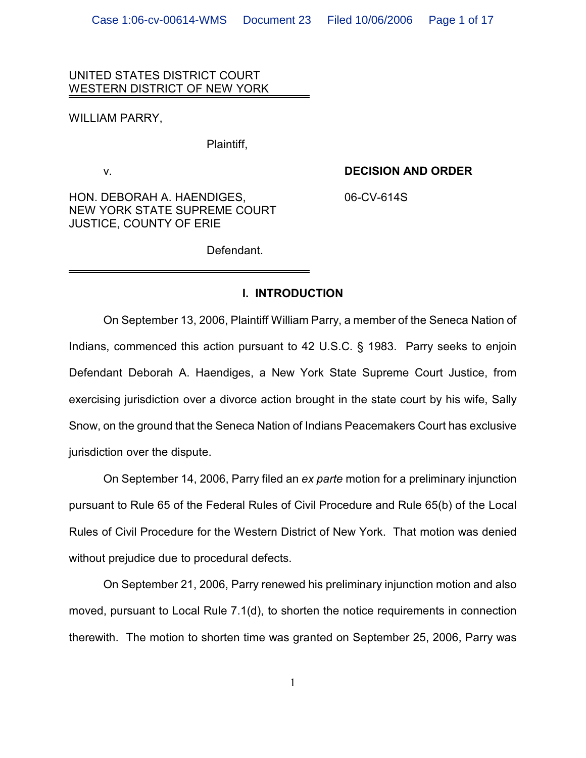UNITED STATES DISTRICT COURT
WESTERN DISTRICT OF NEW YORK

WILLIAM PARRY,

Plaintiff,

v.

**DECISION AND ORDER**

06-CV-614S

HON. DEBORAH A. HAENDIGES,
NEW YORK STATE SUPREME COURT
JUSTICE, COUNTY OF ERIE

Defendant.

## I. INTRODUCTION

On September 13, 2006, Plaintiff William Parry, a member of the Seneca Nation of Indians, commenced this action pursuant to 42 U.S.C. § 1983. Parry seeks to enjoin Defendant Deborah A. Haendiges, a New York State Supreme Court Justice, from exercising jurisdiction over a divorce action brought in the state court by his wife, Sally Snow, on the ground that the Seneca Nation of Indians Peacemakers Court has exclusive jurisdiction over the dispute.

On September 14, 2006, Parry filed an *ex parte* motion for a preliminary injunction pursuant to Rule 65 of the Federal Rules of Civil Procedure and Rule 65(b) of the Local Rules of Civil Procedure for the Western District of New York. That motion was denied without prejudice due to procedural defects.

On September 21, 2006, Parry renewed his preliminary injunction motion and also moved, pursuant to Local Rule 7.1(d), to shorten the notice requirements in connection therewith. The motion to shorten time was granted on September 25, 2006, Parry was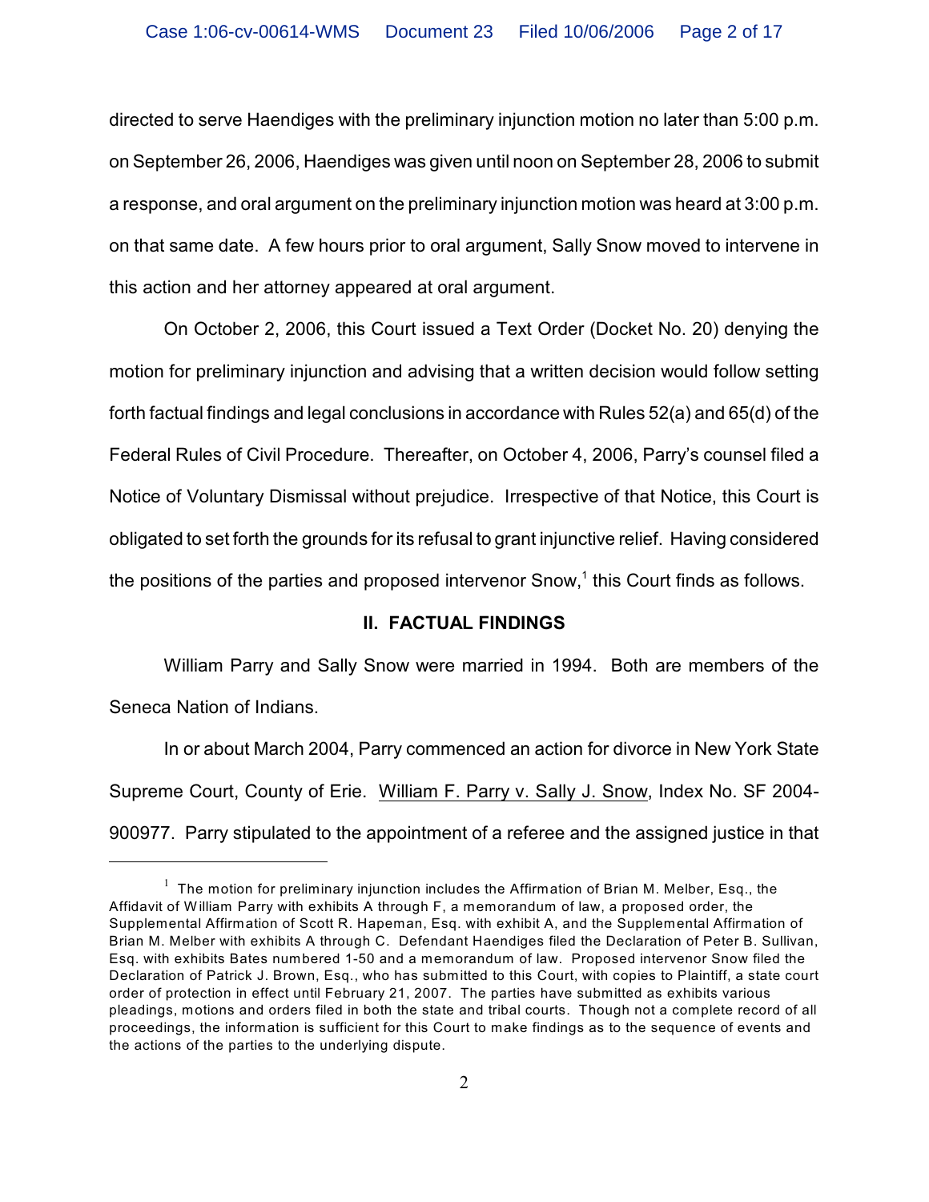directed to serve Haendiges with the preliminary injunction motion no later than 5:00 p.m. on September 26, 2006, Haendiges was given until noon on September 28, 2006 to submit a response, and oral argument on the preliminary injunction motion was heard at 3:00 p.m. on that same date. A few hours prior to oral argument, Sally Snow moved to intervene in this action and her attorney appeared at oral argument.

On October 2, 2006, this Court issued a Text Order (Docket No. 20) denying the motion for preliminary injunction and advising that a written decision would follow setting forth factual findings and legal conclusions in accordance with Rules 52(a) and 65(d) of the Federal Rules of Civil Procedure. Thereafter, on October 4, 2006, Parry's counsel filed a Notice of Voluntary Dismissal without prejudice. Irrespective of that Notice, this Court is obligated to set forth the grounds for its refusal to grant injunctive relief. Having considered the positions of the parties and proposed intervenor Snow,[1] this Court finds as follows.

## II. FACTUAL FINDINGS

William Parry and Sally Snow were married in 1994. Both are members of the Seneca Nation of Indians.

In or about March 2004, Parry commenced an action for divorce in New York State Supreme Court, County of Erie. William F. Parry v. Sally J. Snow, Index No. SF 2004-900977. Parry stipulated to the appointment of a referee and the assigned justice in that

---

[1] The motion for preliminary injunction includes the Affirmation of Brian M. Melber, Esq., the Affidavit of William Parry with exhibits A through F, a memorandum of law, a proposed order, the Supplemental Affirmation of Scott R. Hapeman, Esq. with exhibit A, and the Supplemental Affirmation of Brian M. Melber with exhibits A through C. Defendant Haendiges filed the Declaration of Peter B. Sullivan, Esq. with exhibits Bates numbered 1-50 and a memorandum of law. Proposed intervenor Snow filed the Declaration of Patrick J. Brown, Esq., who has submitted to this Court, with copies to Plaintiff, a state court order of protection in effect until February 21, 2007. The parties have submitted as exhibits various pleadings, motions and orders filed in both the state and tribal courts. Though not a complete record of all proceedings, the information is sufficient for this Court to make findings as to the sequence of events and the actions of the parties to the underlying dispute.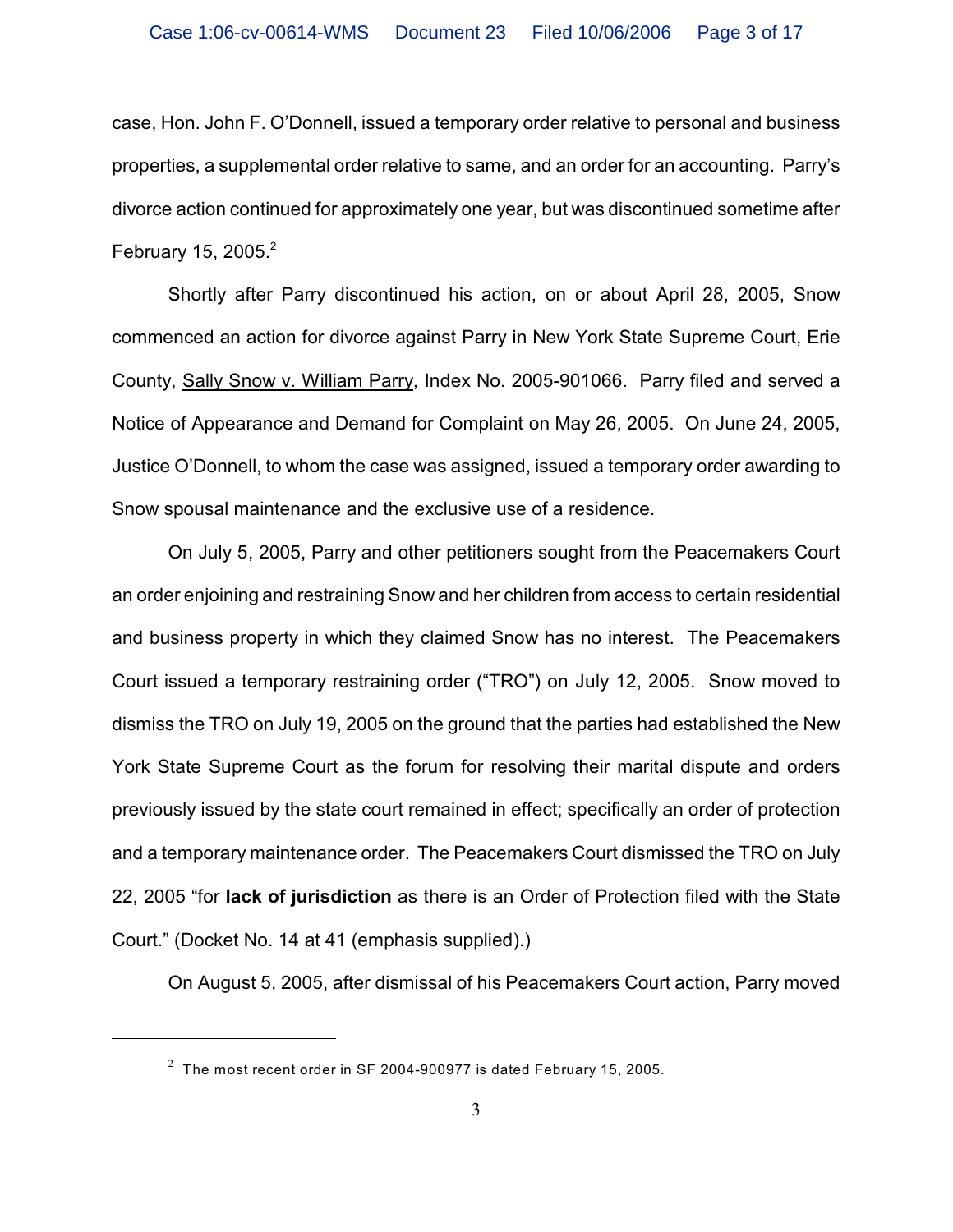case, Hon. John F. O'Donnell, issued a temporary order relative to personal and business properties, a supplemental order relative to same, and an order for an accounting. Parry's divorce action continued for approximately one year, but was discontinued sometime after February 15, 2005.[2]

Shortly after Parry discontinued his action, on or about April 28, 2005, Snow commenced an action for divorce against Parry in New York State Supreme Court, Erie County, Sally Snow v. William Parry, Index No. 2005-901066. Parry filed and served a Notice of Appearance and Demand for Complaint on May 26, 2005. On June 24, 2005, Justice O'Donnell, to whom the case was assigned, issued a temporary order awarding to Snow spousal maintenance and the exclusive use of a residence.

On July 5, 2005, Parry and other petitioners sought from the Peacemakers Court an order enjoining and restraining Snow and her children from access to certain residential and business property in which they claimed Snow has no interest. The Peacemakers Court issued a temporary restraining order ("TRO") on July 12, 2005. Snow moved to dismiss the TRO on July 19, 2005 on the ground that the parties had established the New York State Supreme Court as the forum for resolving their marital dispute and orders previously issued by the state court remained in effect; specifically an order of protection and a temporary maintenance order. The Peacemakers Court dismissed the TRO on July 22, 2005 "for **lack of jurisdiction** as there is an Order of Protection filed with the State Court." (Docket No. 14 at 41 (emphasis supplied).)

On August 5, 2005, after dismissal of his Peacemakers Court action, Parry moved

---

[2] The most recent order in SF 2004-900977 is dated February 15, 2005.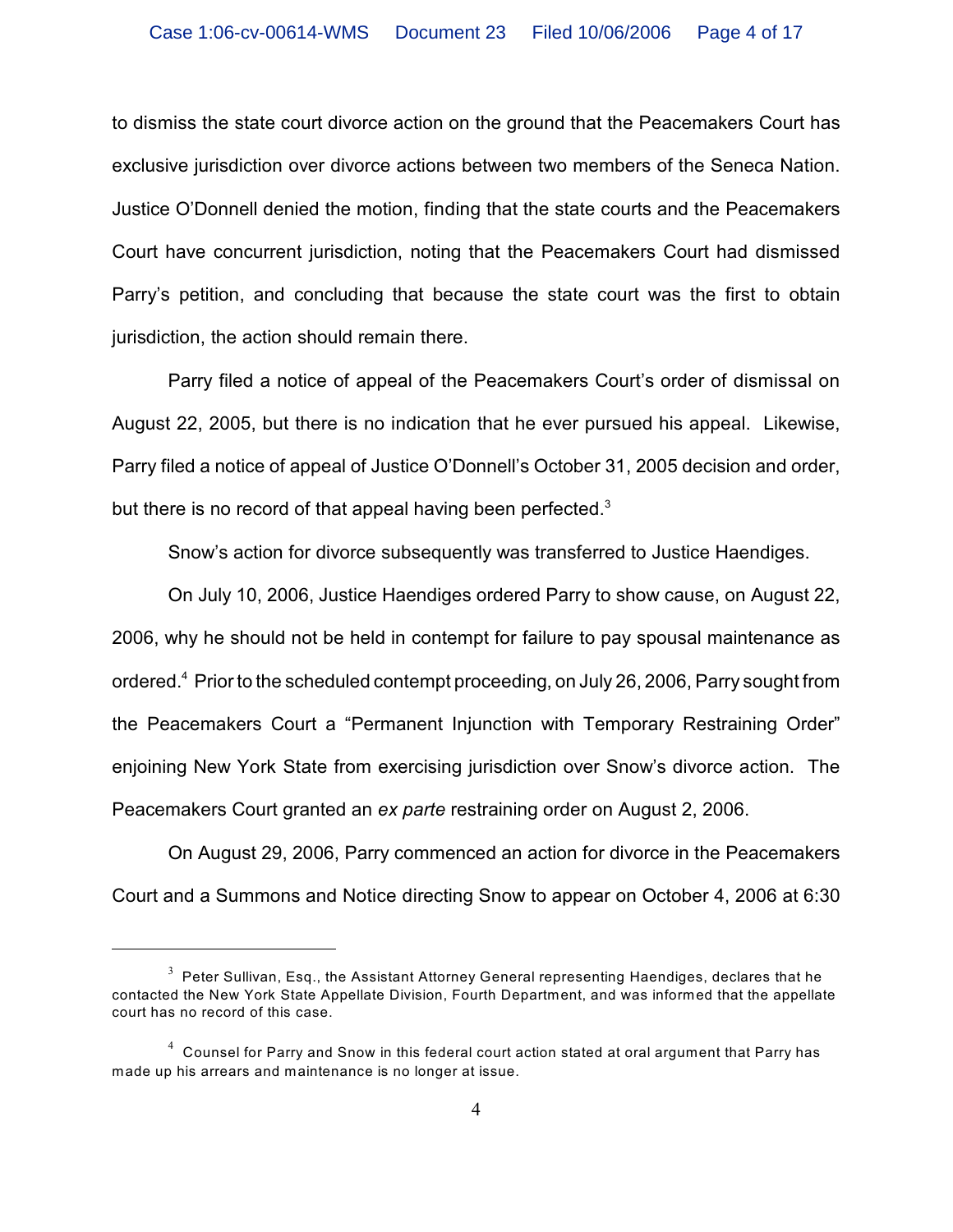to dismiss the state court divorce action on the ground that the Peacemakers Court has exclusive jurisdiction over divorce actions between two members of the Seneca Nation. Justice O'Donnell denied the motion, finding that the state courts and the Peacemakers Court have concurrent jurisdiction, noting that the Peacemakers Court had dismissed Parry's petition, and concluding that because the state court was the first to obtain jurisdiction, the action should remain there.

Parry filed a notice of appeal of the Peacemakers Court's order of dismissal on August 22, 2005, but there is no indication that he ever pursued his appeal. Likewise, Parry filed a notice of appeal of Justice O'Donnell's October 31, 2005 decision and order, but there is no record of that appeal having been perfected.[3]

Snow's action for divorce subsequently was transferred to Justice Haendiges.

On July 10, 2006, Justice Haendiges ordered Parry to show cause, on August 22, 2006, why he should not be held in contempt for failure to pay spousal maintenance as ordered.[4] Prior to the scheduled contempt proceeding, on July 26, 2006, Parry sought from the Peacemakers Court a "Permanent Injunction with Temporary Restraining Order" enjoining New York State from exercising jurisdiction over Snow's divorce action. The Peacemakers Court granted an *ex parte* restraining order on August 2, 2006.

On August 29, 2006, Parry commenced an action for divorce in the Peacemakers Court and a Summons and Notice directing Snow to appear on October 4, 2006 at 6:30

---

[3] Peter Sullivan, Esq., the Assistant Attorney General representing Haendiges, declares that he contacted the New York State Appellate Division, Fourth Department, and was informed that the appellate court has no record of this case.

[4] Counsel for Parry and Snow in this federal court action stated at oral argument that Parry has made up his arrears and maintenance is no longer at issue.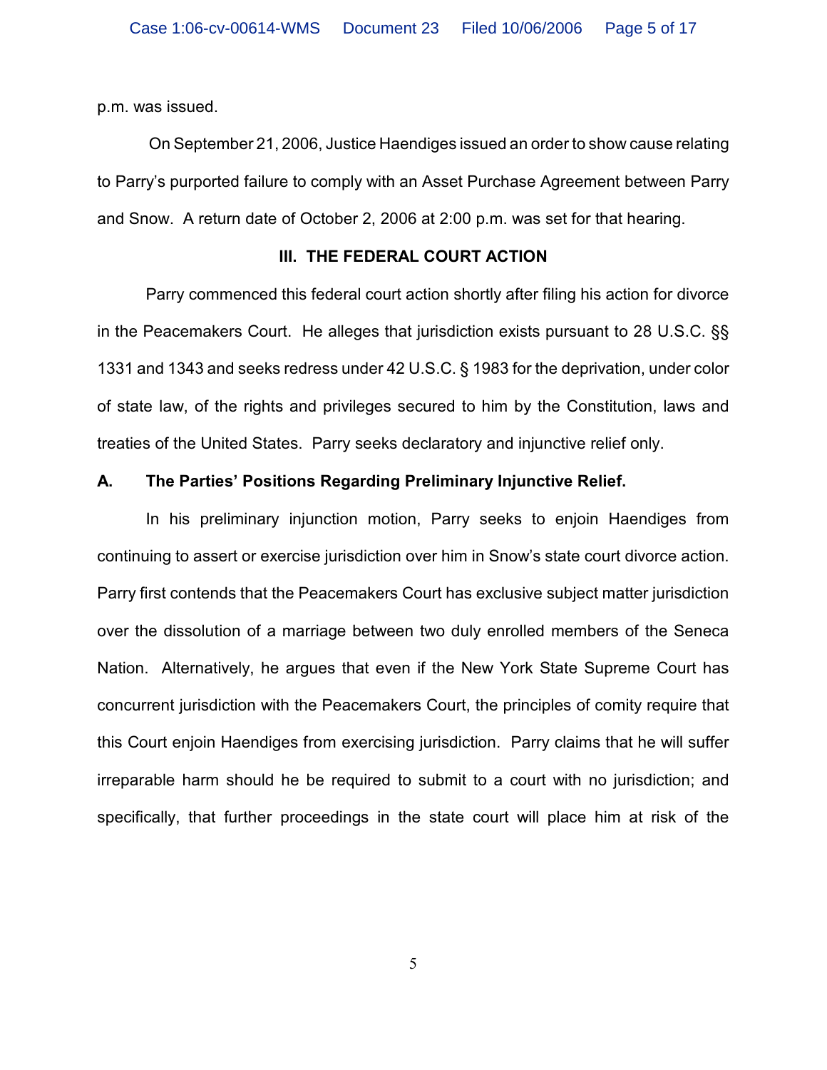p.m. was issued.

On September 21, 2006, Justice Haendiges issued an order to show cause relating to Parry's purported failure to comply with an Asset Purchase Agreement between Parry and Snow. A return date of October 2, 2006 at 2:00 p.m. was set for that hearing.

## III. THE FEDERAL COURT ACTION

Parry commenced this federal court action shortly after filing his action for divorce in the Peacemakers Court. He alleges that jurisdiction exists pursuant to 28 U.S.C. §§ 1331 and 1343 and seeks redress under 42 U.S.C. § 1983 for the deprivation, under color of state law, of the rights and privileges secured to him by the Constitution, laws and treaties of the United States. Parry seeks declaratory and injunctive relief only.

### A. The Parties' Positions Regarding Preliminary Injunctive Relief.

In his preliminary injunction motion, Parry seeks to enjoin Haendiges from continuing to assert or exercise jurisdiction over him in Snow's state court divorce action. Parry first contends that the Peacemakers Court has exclusive subject matter jurisdiction over the dissolution of a marriage between two duly enrolled members of the Seneca Nation. Alternatively, he argues that even if the New York State Supreme Court has concurrent jurisdiction with the Peacemakers Court, the principles of comity require that this Court enjoin Haendiges from exercising jurisdiction. Parry claims that he will suffer irreparable harm should he be required to submit to a court with no jurisdiction; and specifically, that further proceedings in the state court will place him at risk of the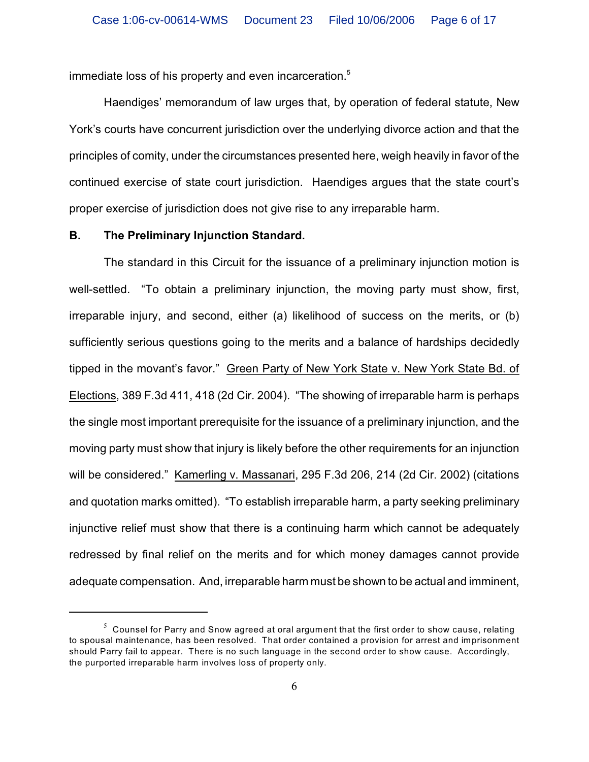immediate loss of his property and even incarceration.[5]

Haendiges' memorandum of law urges that, by operation of federal statute, New York's courts have concurrent jurisdiction over the underlying divorce action and that the principles of comity, under the circumstances presented here, weigh heavily in favor of the continued exercise of state court jurisdiction. Haendiges argues that the state court's proper exercise of jurisdiction does not give rise to any irreparable harm.

**B. The Preliminary Injunction Standard.**

The standard in this Circuit for the issuance of a preliminary injunction motion is well-settled. "To obtain a preliminary injunction, the moving party must show, first, irreparable injury, and second, either (a) likelihood of success on the merits, or (b) sufficiently serious questions going to the merits and a balance of hardships decidedly tipped in the movant's favor." Green Party of New York State v. New York State Bd. of Elections, 389 F.3d 411, 418 (2d Cir. 2004). "The showing of irreparable harm is perhaps the single most important prerequisite for the issuance of a preliminary injunction, and the moving party must show that injury is likely before the other requirements for an injunction will be considered." Kamerling v. Massanari, 295 F.3d 206, 214 (2d Cir. 2002) (citations and quotation marks omitted). "To establish irreparable harm, a party seeking preliminary injunctive relief must show that there is a continuing harm which cannot be adequately redressed by final relief on the merits and for which money damages cannot provide adequate compensation. And, irreparable harm must be shown to be actual and imminent,

[5] Counsel for Parry and Snow agreed at oral argument that the first order to show cause, relating to spousal maintenance, has been resolved. That order contained a provision for arrest and imprisonment should Parry fail to appear. There is no such language in the second order to show cause. Accordingly, the purported irreparable harm involves loss of property only.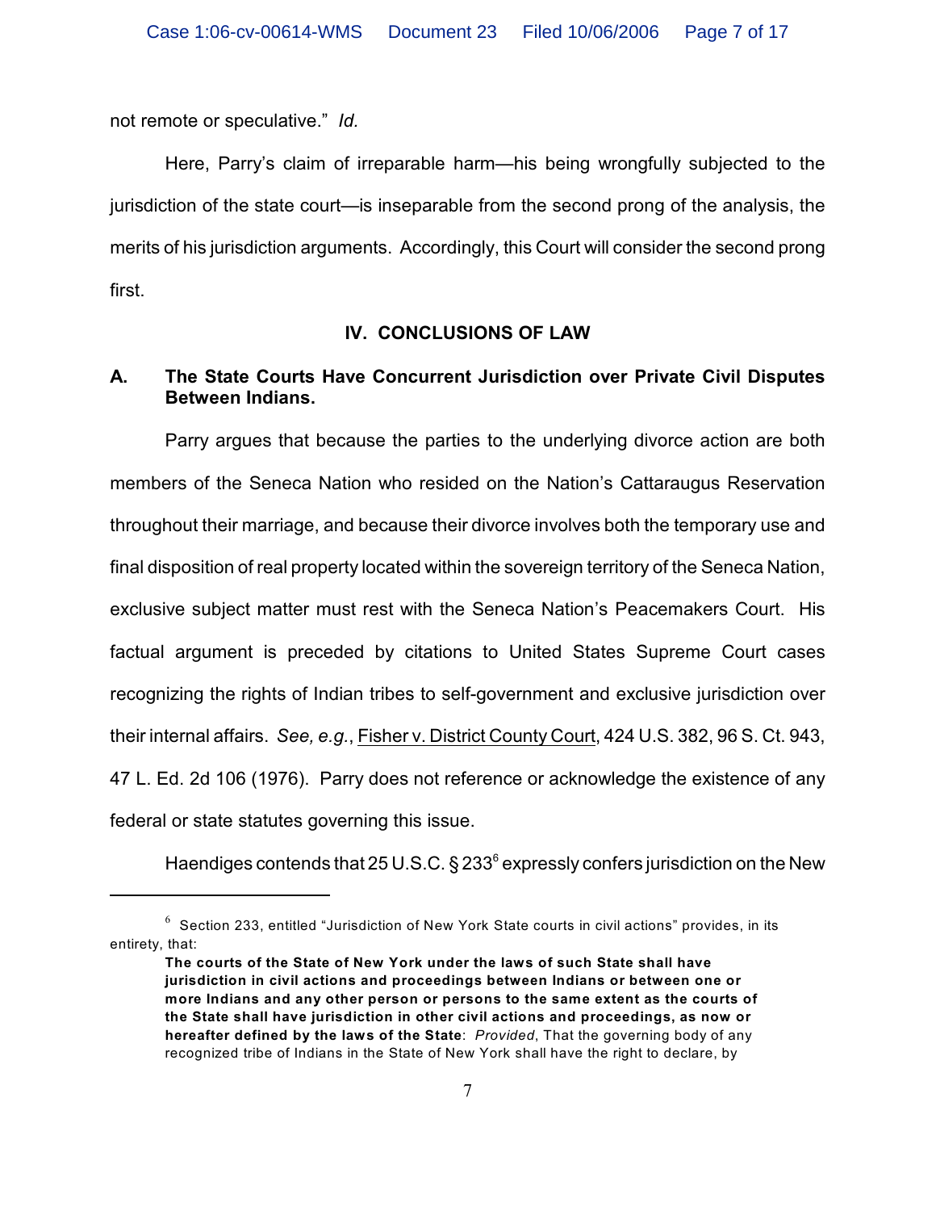not remote or speculative." *Id.*

Here, Parry's claim of irreparable harm—his being wrongfully subjected to the jurisdiction of the state court—is inseparable from the second prong of the analysis, the merits of his jurisdiction arguments. Accordingly, this Court will consider the second prong first.

## IV. CONCLUSIONS OF LAW

### A. The State Courts Have Concurrent Jurisdiction over Private Civil Disputes Between Indians.

Parry argues that because the parties to the underlying divorce action are both members of the Seneca Nation who resided on the Nation's Cattaraugus Reservation throughout their marriage, and because their divorce involves both the temporary use and final disposition of real property located within the sovereign territory of the Seneca Nation, exclusive subject matter must rest with the Seneca Nation's Peacemakers Court. His factual argument is preceded by citations to United States Supreme Court cases recognizing the rights of Indian tribes to self-government and exclusive jurisdiction over their internal affairs. *See, e.g.*, Fisher v. District County Court, 424 U.S. 382, 96 S. Ct. 943, 47 L. Ed. 2d 106 (1976). Parry does not reference or acknowledge the existence of any federal or state statutes governing this issue.

Haendiges contends that 25 U.S.C. § 233[6] expressly confers jurisdiction on the New

---

[6] Section 233, entitled "Jurisdiction of New York State courts in civil actions" provides, in its entirety, that:

> **The courts of the State of New York under the laws of such State shall have jurisdiction in civil actions and proceedings between Indians or between one or more Indians and any other person or persons to the same extent as the courts of the State shall have jurisdiction in other civil actions and proceedings, as now or hereafter defined by the laws of the State**: *Provided*, That the governing body of any recognized tribe of Indians in the State of New York shall have the right to declare, by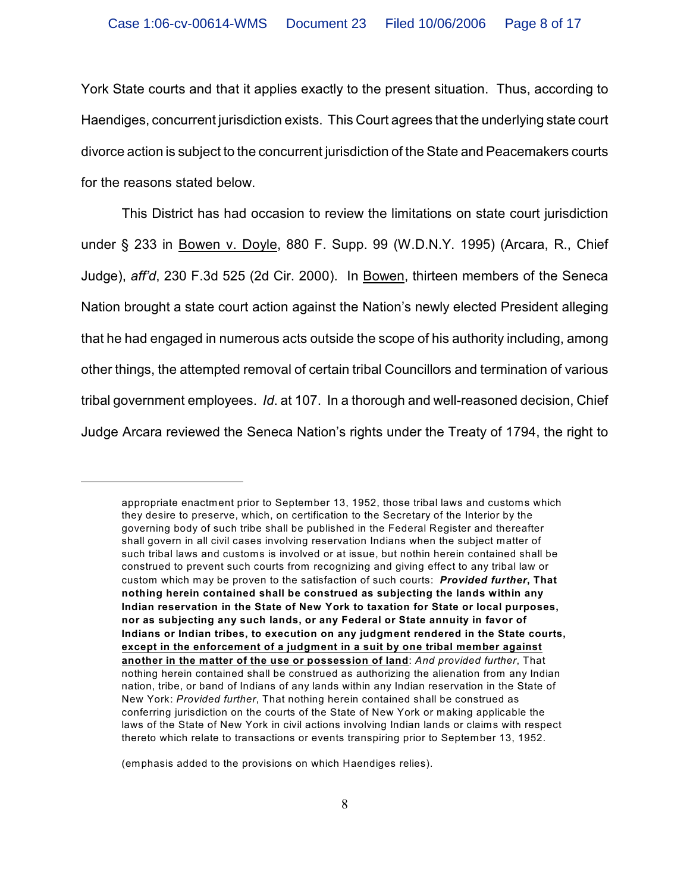York State courts and that it applies exactly to the present situation. Thus, according to Haendiges, concurrent jurisdiction exists. This Court agrees that the underlying state court divorce action is subject to the concurrent jurisdiction of the State and Peacemakers courts for the reasons stated below.

This District has had occasion to review the limitations on state court jurisdiction under § 233 in Bowen v. Doyle, 880 F. Supp. 99 (W.D.N.Y. 1995) (Arcara, R., Chief Judge), *aff'd*, 230 F.3d 525 (2d Cir. 2000). In Bowen, thirteen members of the Seneca Nation brought a state court action against the Nation's newly elected President alleging that he had engaged in numerous acts outside the scope of his authority including, among other things, the attempted removal of certain tribal Councillors and termination of various tribal government employees. *Id*. at 107. In a thorough and well-reasoned decision, Chief Judge Arcara reviewed the Seneca Nation's rights under the Treaty of 1794, the right to

---

appropriate enactment prior to September 13, 1952, those tribal laws and customs which they desire to preserve, which, on certification to the Secretary of the Interior by the governing body of such tribe shall be published in the Federal Register and thereafter shall govern in all civil cases involving reservation Indians when the subject matter of such tribal laws and customs is involved or at issue, but nothin herein contained shall be construed to prevent such courts from recognizing and giving effect to any tribal law or custom which may be proven to the satisfaction of such courts: ***Provided further*, That nothing herein contained shall be construed as subjecting the lands within any Indian reservation in the State of New York to taxation for State or local purposes, nor as subjecting any such lands, or any Federal or State annuity in favor of Indians or Indian tribes, to execution on any judgment rendered in the State courts, <u>except in the enforcement of a judgment in a suit by one tribal member against another in the matter of the use or possession of land</u>**: *And provided further*, That nothing herein contained shall be construed as authorizing the alienation from any Indian nation, tribe, or band of Indians of any lands within any Indian reservation in the State of New York: *Provided further*, That nothing herein contained shall be construed as conferring jurisdiction on the courts of the State of New York or making applicable the laws of the State of New York in civil actions involving Indian lands or claims with respect thereto which relate to transactions or events transpiring prior to September 13, 1952.

(emphasis added to the provisions on which Haendiges relies).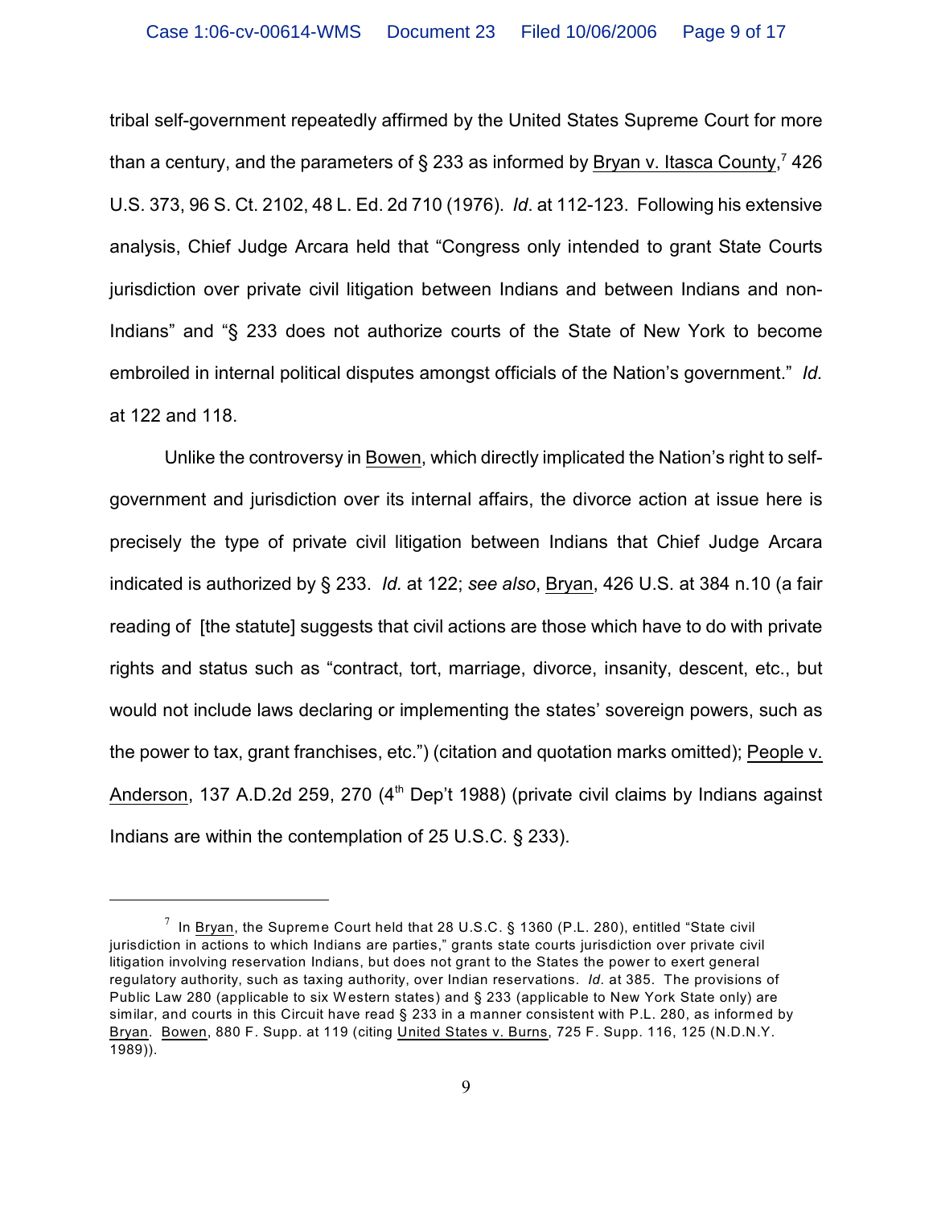tribal self-government repeatedly affirmed by the United States Supreme Court for more than a century, and the parameters of § 233 as informed by Bryan v. Itasca County,[7] 426 U.S. 373, 96 S. Ct. 2102, 48 L. Ed. 2d 710 (1976). *Id*. at 112-123. Following his extensive analysis, Chief Judge Arcara held that "Congress only intended to grant State Courts jurisdiction over private civil litigation between Indians and between Indians and non-Indians" and "§ 233 does not authorize courts of the State of New York to become embroiled in internal political disputes amongst officials of the Nation's government." *Id.* at 122 and 118.

Unlike the controversy in Bowen, which directly implicated the Nation's right to self-government and jurisdiction over its internal affairs, the divorce action at issue here is precisely the type of private civil litigation between Indians that Chief Judge Arcara indicated is authorized by § 233. *Id.* at 122; *see also*, Bryan, 426 U.S. at 384 n.10 (a fair reading of [the statute] suggests that civil actions are those which have to do with private rights and status such as "contract, tort, marriage, divorce, insanity, descent, etc., but would not include laws declaring or implementing the states' sovereign powers, such as the power to tax, grant franchises, etc.") (citation and quotation marks omitted); People v. Anderson, 137 A.D.2d 259, 270 (4th Dep't 1988) (private civil claims by Indians against Indians are within the contemplation of 25 U.S.C. § 233).

---

[7] In Bryan, the Supreme Court held that 28 U.S.C. § 1360 (P.L. 280), entitled "State civil jurisdiction in actions to which Indians are parties," grants state courts jurisdiction over private civil litigation involving reservation Indians, but does not grant to the States the power to exert general regulatory authority, such as taxing authority, over Indian reservations. *Id.* at 385. The provisions of Public Law 280 (applicable to six Western states) and § 233 (applicable to New York State only) are similar, and courts in this Circuit have read § 233 in a manner consistent with P.L. 280, as informed by Bryan. Bowen, 880 F. Supp. at 119 (citing United States v. Burns, 725 F. Supp. 116, 125 (N.D.N.Y. 1989)).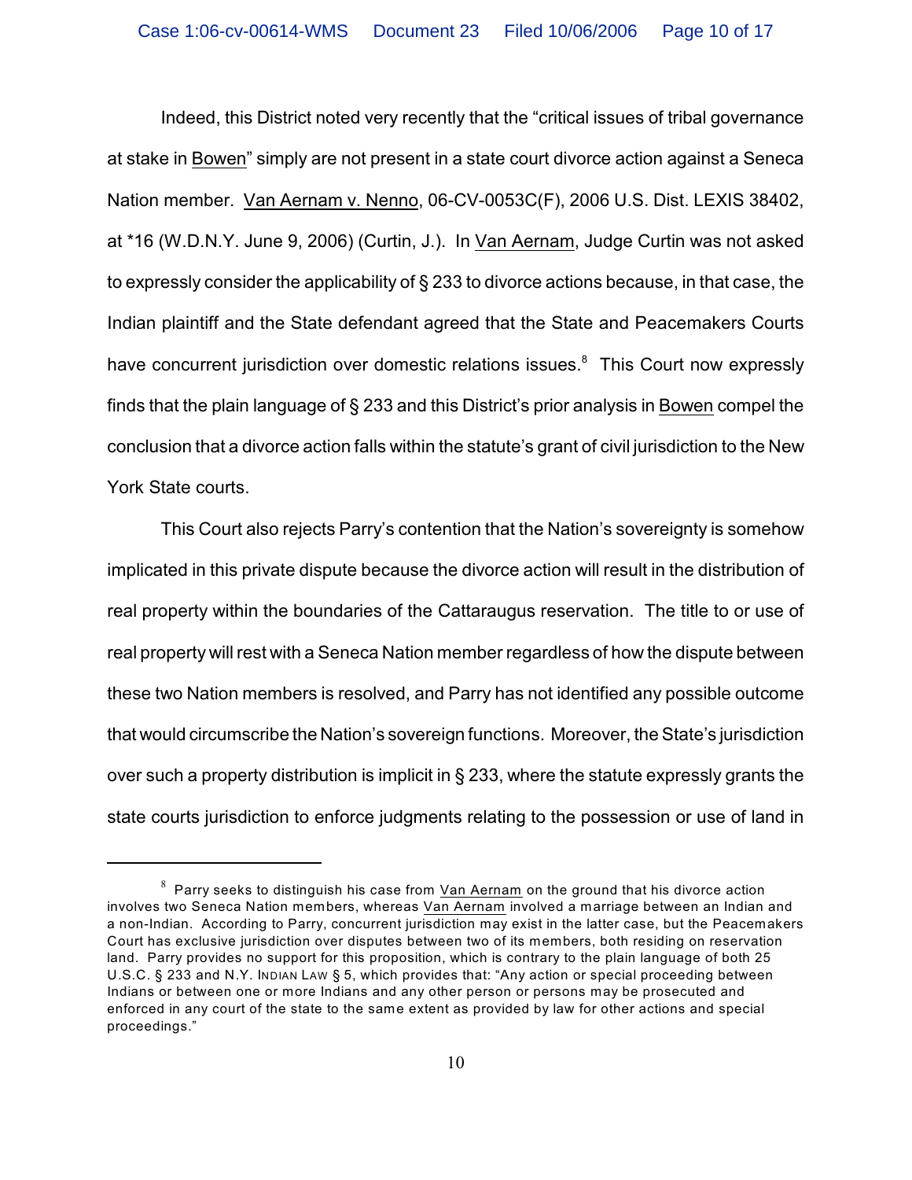Indeed, this District noted very recently that the "critical issues of tribal governance at stake in Bowen" simply are not present in a state court divorce action against a Seneca Nation member. Van Aernam v. Nenno, 06-CV-0053C(F), 2006 U.S. Dist. LEXIS 38402, at *16 (W.D.N.Y. June 9, 2006) (Curtin, J.). In Van Aernam, Judge Curtin was not asked to expressly consider the applicability of § 233 to divorce actions because, in that case, the Indian plaintiff and the State defendant agreed that the State and Peacemakers Courts have concurrent jurisdiction over domestic relations issues.[8] This Court now expressly finds that the plain language of § 233 and this District's prior analysis in Bowen compel the conclusion that a divorce action falls within the statute's grant of civil jurisdiction to the New York State courts.

This Court also rejects Parry's contention that the Nation's sovereignty is somehow implicated in this private dispute because the divorce action will result in the distribution of real property within the boundaries of the Cattaraugus reservation. The title to or use of real property will rest with a Seneca Nation member regardless of how the dispute between these two Nation members is resolved, and Parry has not identified any possible outcome that would circumscribe the Nation's sovereign functions. Moreover, the State's jurisdiction over such a property distribution is implicit in § 233, where the statute expressly grants the state courts jurisdiction to enforce judgments relating to the possession or use of land in

---

[8] Parry seeks to distinguish his case from Van Aernam on the ground that his divorce action involves two Seneca Nation members, whereas Van Aernam involved a marriage between an Indian and a non-Indian. According to Parry, concurrent jurisdiction may exist in the latter case, but the Peacemakers Court has exclusive jurisdiction over disputes between two of its members, both residing on reservation land. Parry provides no support for this proposition, which is contrary to the plain language of both 25 U.S.C. § 233 and N.Y. INDIAN LAW § 5, which provides that: "Any action or special proceeding between Indians or between one or more Indians and any other person or persons may be prosecuted and enforced in any court of the state to the same extent as provided by law for other actions and special proceedings."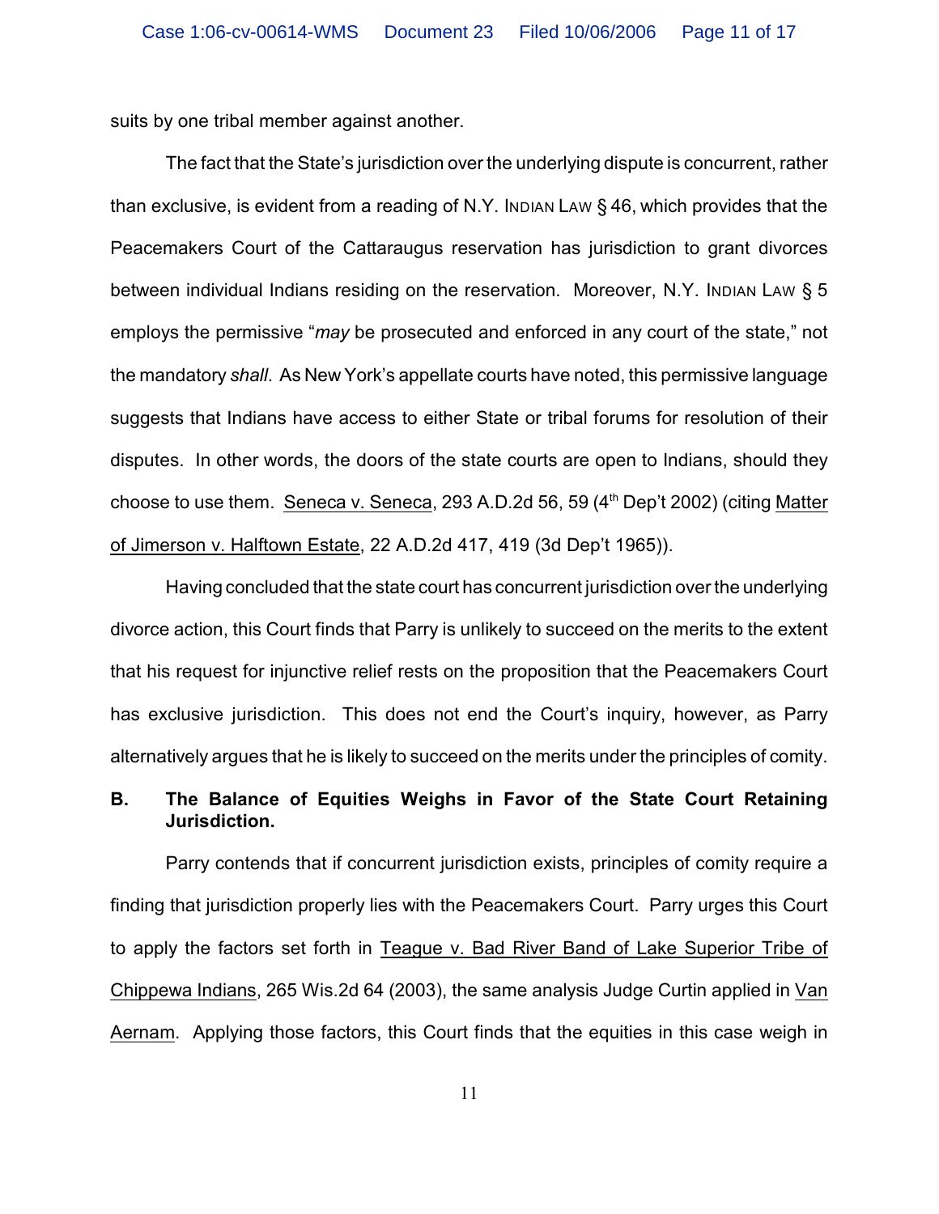suits by one tribal member against another.

The fact that the State's jurisdiction over the underlying dispute is concurrent, rather than exclusive, is evident from a reading of N.Y. INDIAN LAW § 46, which provides that the Peacemakers Court of the Cattaraugus reservation has jurisdiction to grant divorces between individual Indians residing on the reservation. Moreover, N.Y. INDIAN LAW § 5 employs the permissive "*may* be prosecuted and enforced in any court of the state," not the mandatory *shall*. As New York's appellate courts have noted, this permissive language suggests that Indians have access to either State or tribal forums for resolution of their disputes. In other words, the doors of the state courts are open to Indians, should they choose to use them. Seneca v. Seneca, 293 A.D.2d 56, 59 (4th Dep't 2002) (citing Matter of Jimerson v. Halftown Estate, 22 A.D.2d 417, 419 (3d Dep't 1965)).

Having concluded that the state court has concurrent jurisdiction over the underlying divorce action, this Court finds that Parry is unlikely to succeed on the merits to the extent that his request for injunctive relief rests on the proposition that the Peacemakers Court has exclusive jurisdiction. This does not end the Court's inquiry, however, as Parry alternatively argues that he is likely to succeed on the merits under the principles of comity.

**B. The Balance of Equities Weighs in Favor of the State Court Retaining Jurisdiction.**

Parry contends that if concurrent jurisdiction exists, principles of comity require a finding that jurisdiction properly lies with the Peacemakers Court. Parry urges this Court to apply the factors set forth in Teague v. Bad River Band of Lake Superior Tribe of Chippewa Indians, 265 Wis.2d 64 (2003), the same analysis Judge Curtin applied in Van Aernam. Applying those factors, this Court finds that the equities in this case weigh in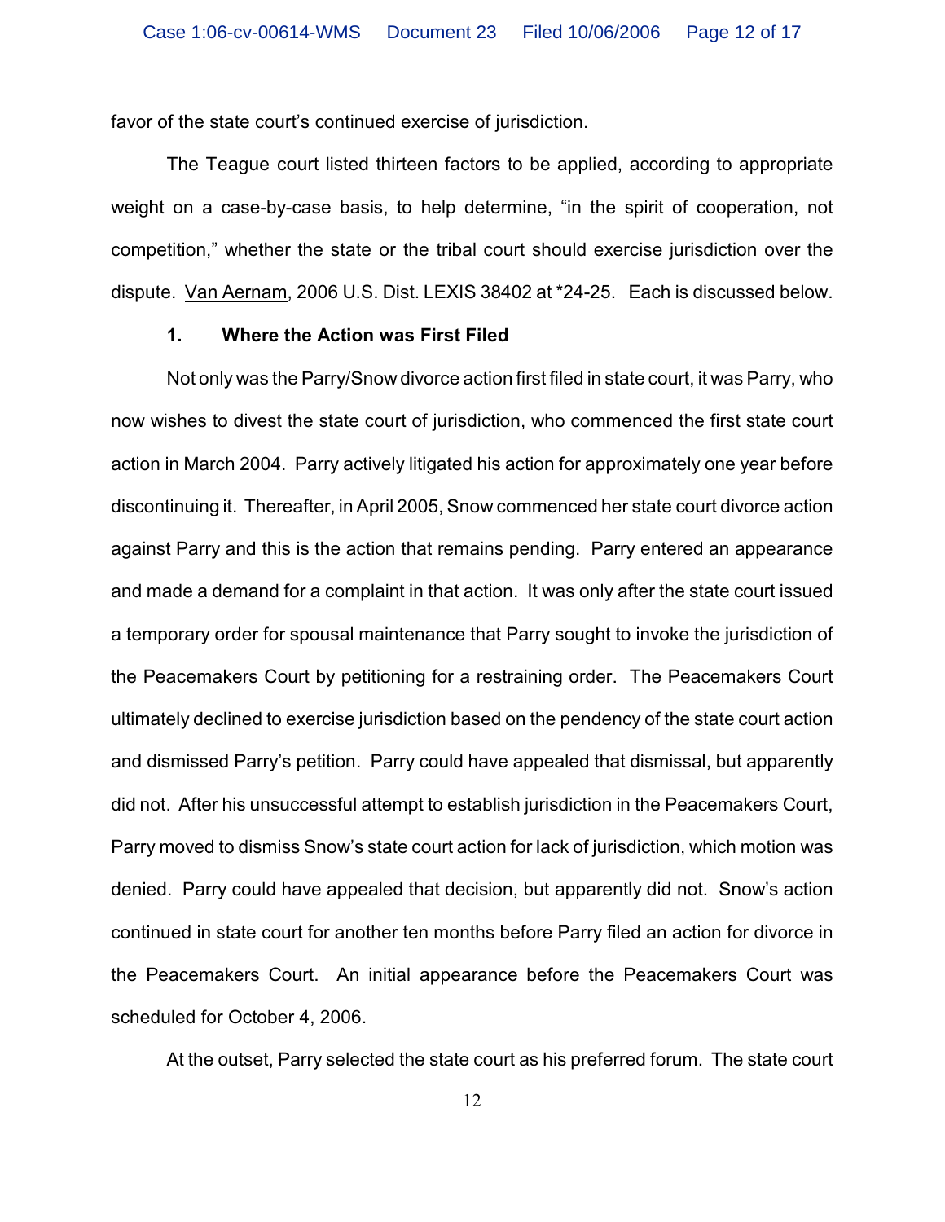favor of the state court's continued exercise of jurisdiction.

The Teague court listed thirteen factors to be applied, according to appropriate weight on a case-by-case basis, to help determine, "in the spirit of cooperation, not competition," whether the state or the tribal court should exercise jurisdiction over the dispute. Van Aernam, 2006 U.S. Dist. LEXIS 38402 at *24-25. Each is discussed below.

**1. Where the Action was First Filed**

Not only was the Parry/Snow divorce action first filed in state court, it was Parry, who now wishes to divest the state court of jurisdiction, who commenced the first state court action in March 2004. Parry actively litigated his action for approximately one year before discontinuing it. Thereafter, in April 2005, Snow commenced her state court divorce action against Parry and this is the action that remains pending. Parry entered an appearance and made a demand for a complaint in that action. It was only after the state court issued a temporary order for spousal maintenance that Parry sought to invoke the jurisdiction of the Peacemakers Court by petitioning for a restraining order. The Peacemakers Court ultimately declined to exercise jurisdiction based on the pendency of the state court action and dismissed Parry's petition. Parry could have appealed that dismissal, but apparently did not. After his unsuccessful attempt to establish jurisdiction in the Peacemakers Court, Parry moved to dismiss Snow's state court action for lack of jurisdiction, which motion was denied. Parry could have appealed that decision, but apparently did not. Snow's action continued in state court for another ten months before Parry filed an action for divorce in the Peacemakers Court. An initial appearance before the Peacemakers Court was scheduled for October 4, 2006.

At the outset, Parry selected the state court as his preferred forum. The state court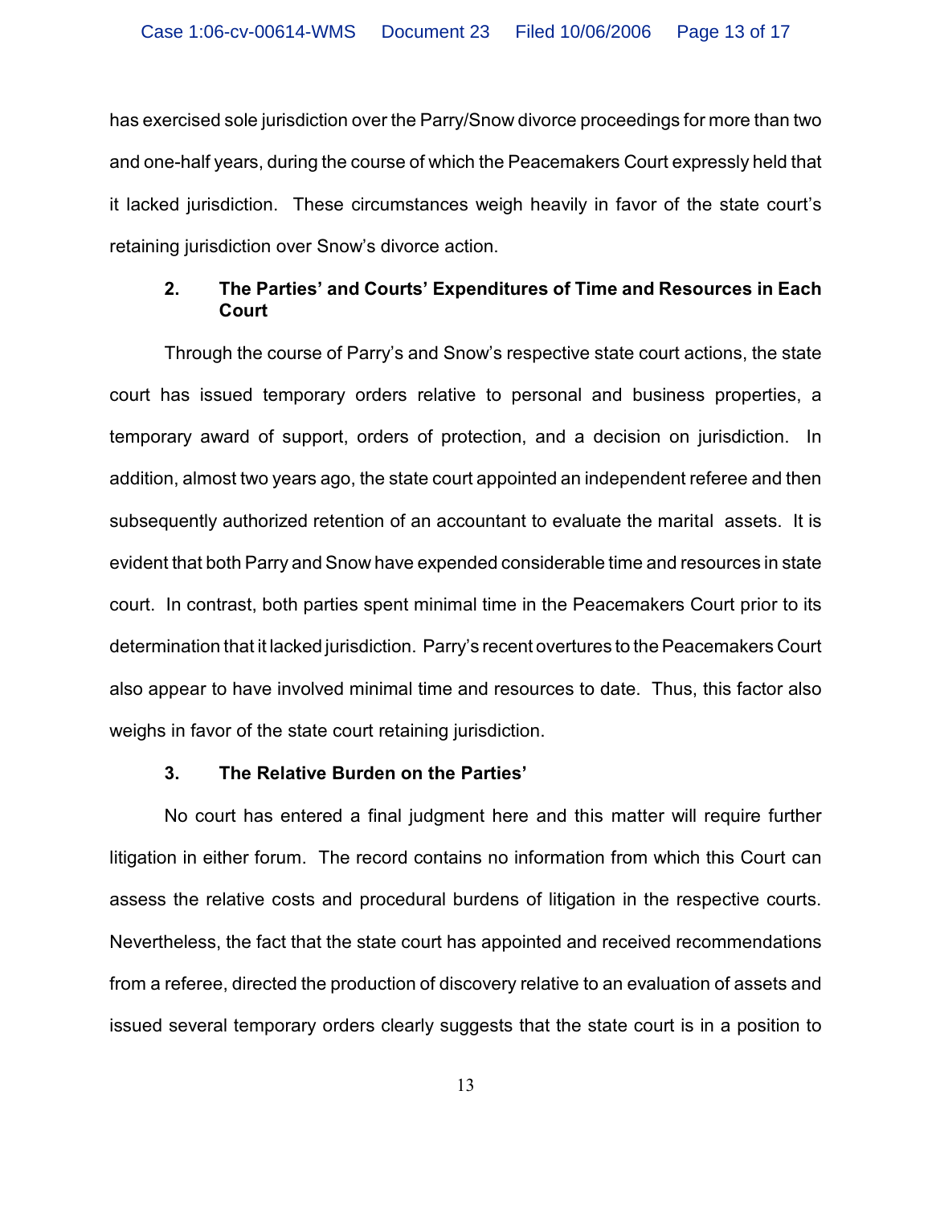has exercised sole jurisdiction over the Parry/Snow divorce proceedings for more than two and one-half years, during the course of which the Peacemakers Court expressly held that it lacked jurisdiction. These circumstances weigh heavily in favor of the state court's retaining jurisdiction over Snow's divorce action.

### 2. The Parties' and Courts' Expenditures of Time and Resources in Each Court

Through the course of Parry's and Snow's respective state court actions, the state court has issued temporary orders relative to personal and business properties, a temporary award of support, orders of protection, and a decision on jurisdiction. In addition, almost two years ago, the state court appointed an independent referee and then subsequently authorized retention of an accountant to evaluate the marital assets. It is evident that both Parry and Snow have expended considerable time and resources in state court. In contrast, both parties spent minimal time in the Peacemakers Court prior to its determination that it lacked jurisdiction. Parry's recent overtures to the Peacemakers Court also appear to have involved minimal time and resources to date. Thus, this factor also weighs in favor of the state court retaining jurisdiction.

### 3. The Relative Burden on the Parties'

No court has entered a final judgment here and this matter will require further litigation in either forum. The record contains no information from which this Court can assess the relative costs and procedural burdens of litigation in the respective courts. Nevertheless, the fact that the state court has appointed and received recommendations from a referee, directed the production of discovery relative to an evaluation of assets and issued several temporary orders clearly suggests that the state court is in a position to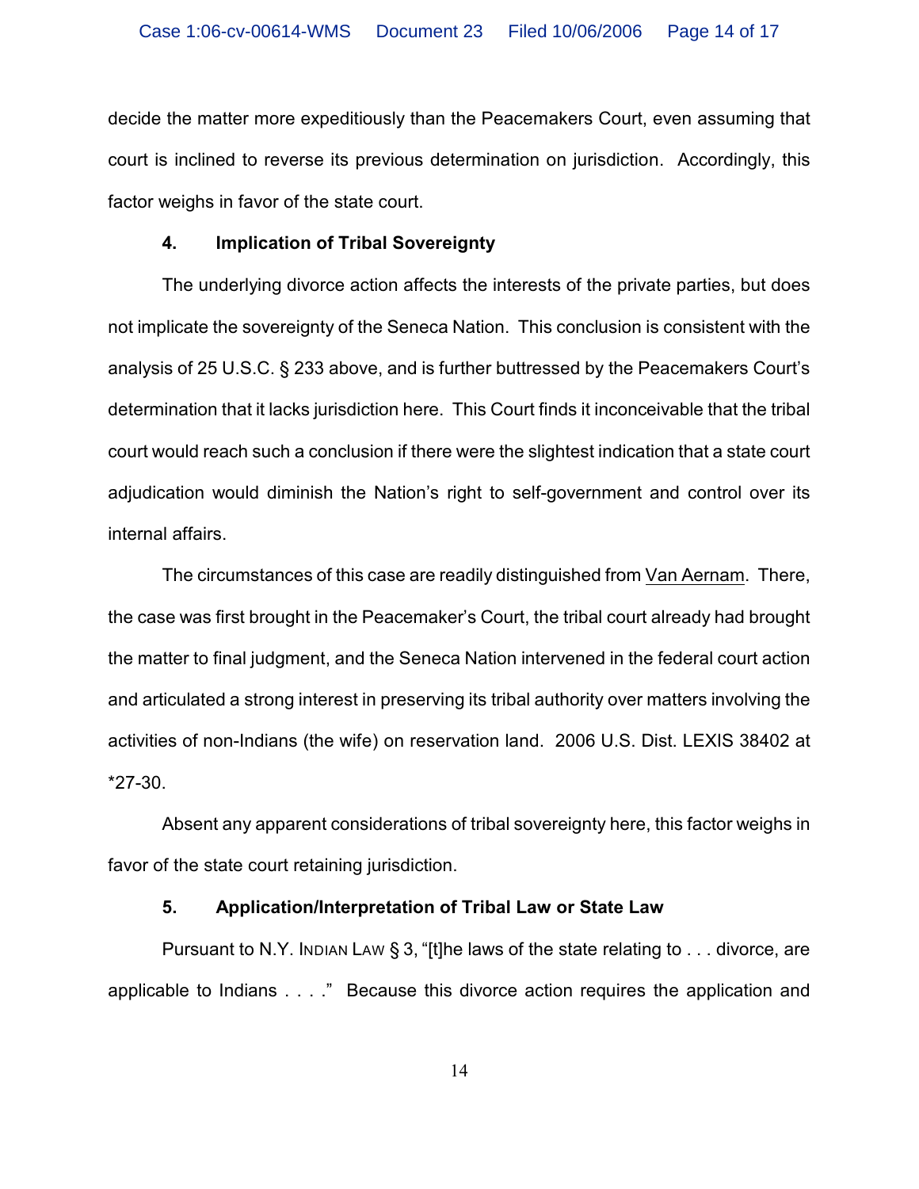decide the matter more expeditiously than the Peacemakers Court, even assuming that court is inclined to reverse its previous determination on jurisdiction. Accordingly, this factor weighs in favor of the state court.

#### 4. Implication of Tribal Sovereignty

The underlying divorce action affects the interests of the private parties, but does not implicate the sovereignty of the Seneca Nation. This conclusion is consistent with the analysis of 25 U.S.C. § 233 above, and is further buttressed by the Peacemakers Court's determination that it lacks jurisdiction here. This Court finds it inconceivable that the tribal court would reach such a conclusion if there were the slightest indication that a state court adjudication would diminish the Nation's right to self-government and control over its internal affairs.

The circumstances of this case are readily distinguished from Van Aernam. There, the case was first brought in the Peacemaker's Court, the tribal court already had brought the matter to final judgment, and the Seneca Nation intervened in the federal court action and articulated a strong interest in preserving its tribal authority over matters involving the activities of non-Indians (the wife) on reservation land. 2006 U.S. Dist. LEXIS 38402 at *27-30.

Absent any apparent considerations of tribal sovereignty here, this factor weighs in favor of the state court retaining jurisdiction.

#### 5. Application/Interpretation of Tribal Law or State Law

Pursuant to N.Y. Indian Law § 3, "[t]he laws of the state relating to . . . divorce, are applicable to Indians . . . ." Because this divorce action requires the application and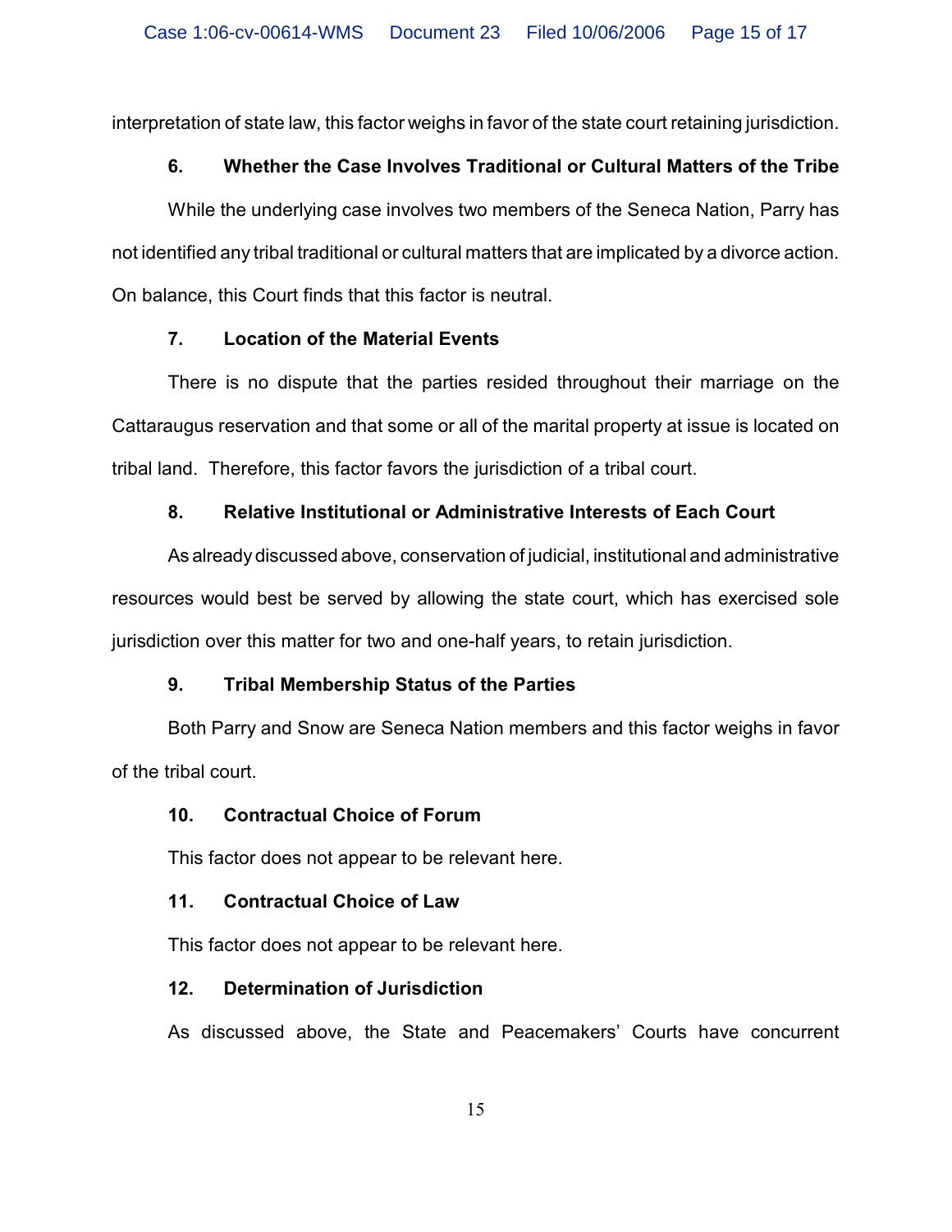interpretation of state law, this factor weighs in favor of the state court retaining jurisdiction.

**6. Whether the Case Involves Traditional or Cultural Matters of the Tribe**

While the underlying case involves two members of the Seneca Nation, Parry has not identified any tribal traditional or cultural matters that are implicated by a divorce action. On balance, this Court finds that this factor is neutral.

**7. Location of the Material Events**

There is no dispute that the parties resided throughout their marriage on the Cattaraugus reservation and that some or all of the marital property at issue is located on tribal land. Therefore, this factor favors the jurisdiction of a tribal court.

**8. Relative Institutional or Administrative Interests of Each Court**

As already discussed above, conservation of judicial, institutional and administrative resources would best be served by allowing the state court, which has exercised sole jurisdiction over this matter for two and one-half years, to retain jurisdiction.

**9. Tribal Membership Status of the Parties**

Both Parry and Snow are Seneca Nation members and this factor weighs in favor of the tribal court.

**10. Contractual Choice of Forum**

This factor does not appear to be relevant here.

**11. Contractual Choice of Law**

This factor does not appear to be relevant here.

**12. Determination of Jurisdiction**

As discussed above, the State and Peacemakers' Courts have concurrent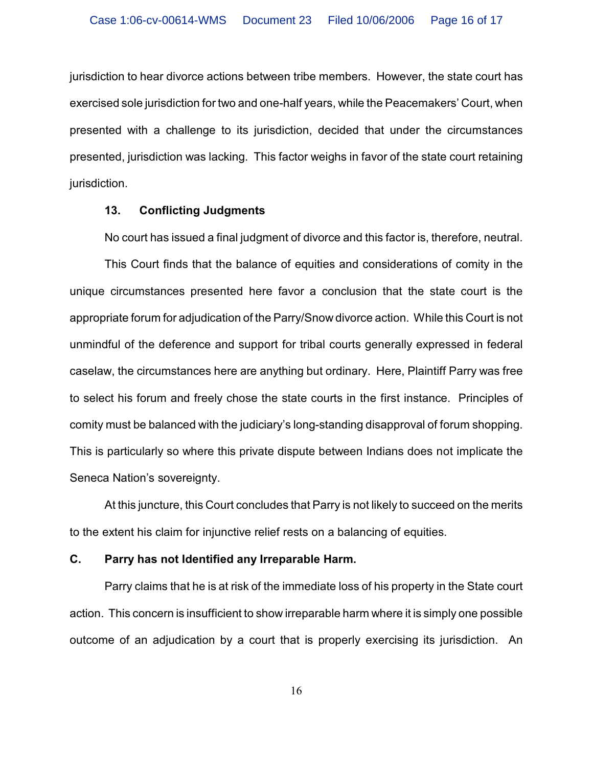jurisdiction to hear divorce actions between tribe members. However, the state court has exercised sole jurisdiction for two and one-half years, while the Peacemakers' Court, when presented with a challenge to its jurisdiction, decided that under the circumstances presented, jurisdiction was lacking. This factor weighs in favor of the state court retaining jurisdiction.

**13. Conflicting Judgments**

No court has issued a final judgment of divorce and this factor is, therefore, neutral.

This Court finds that the balance of equities and considerations of comity in the unique circumstances presented here favor a conclusion that the state court is the appropriate forum for adjudication of the Parry/Snow divorce action. While this Court is not unmindful of the deference and support for tribal courts generally expressed in federal caselaw, the circumstances here are anything but ordinary. Here, Plaintiff Parry was free to select his forum and freely chose the state courts in the first instance. Principles of comity must be balanced with the judiciary's long-standing disapproval of forum shopping. This is particularly so where this private dispute between Indians does not implicate the Seneca Nation's sovereignty.

At this juncture, this Court concludes that Parry is not likely to succeed on the merits to the extent his claim for injunctive relief rests on a balancing of equities.

**C. Parry has not Identified any Irreparable Harm.**

Parry claims that he is at risk of the immediate loss of his property in the State court action. This concern is insufficient to show irreparable harm where it is simply one possible outcome of an adjudication by a court that is properly exercising its jurisdiction. An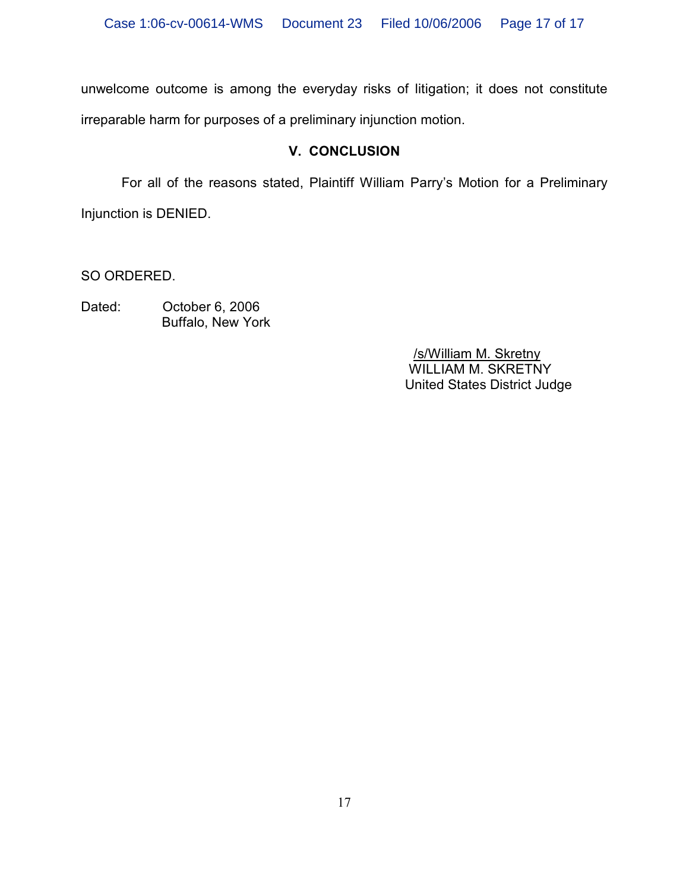unwelcome outcome is among the everyday risks of litigation; it does not constitute irreparable harm for purposes of a preliminary injunction motion.

## V. CONCLUSION

For all of the reasons stated, Plaintiff William Parry's Motion for a Preliminary Injunction is DENIED.

SO ORDERED.

Dated: October 6, 2006
Buffalo, New York

/s/William M. Skretny
WILLIAM M. SKRETNY
United States District Judge